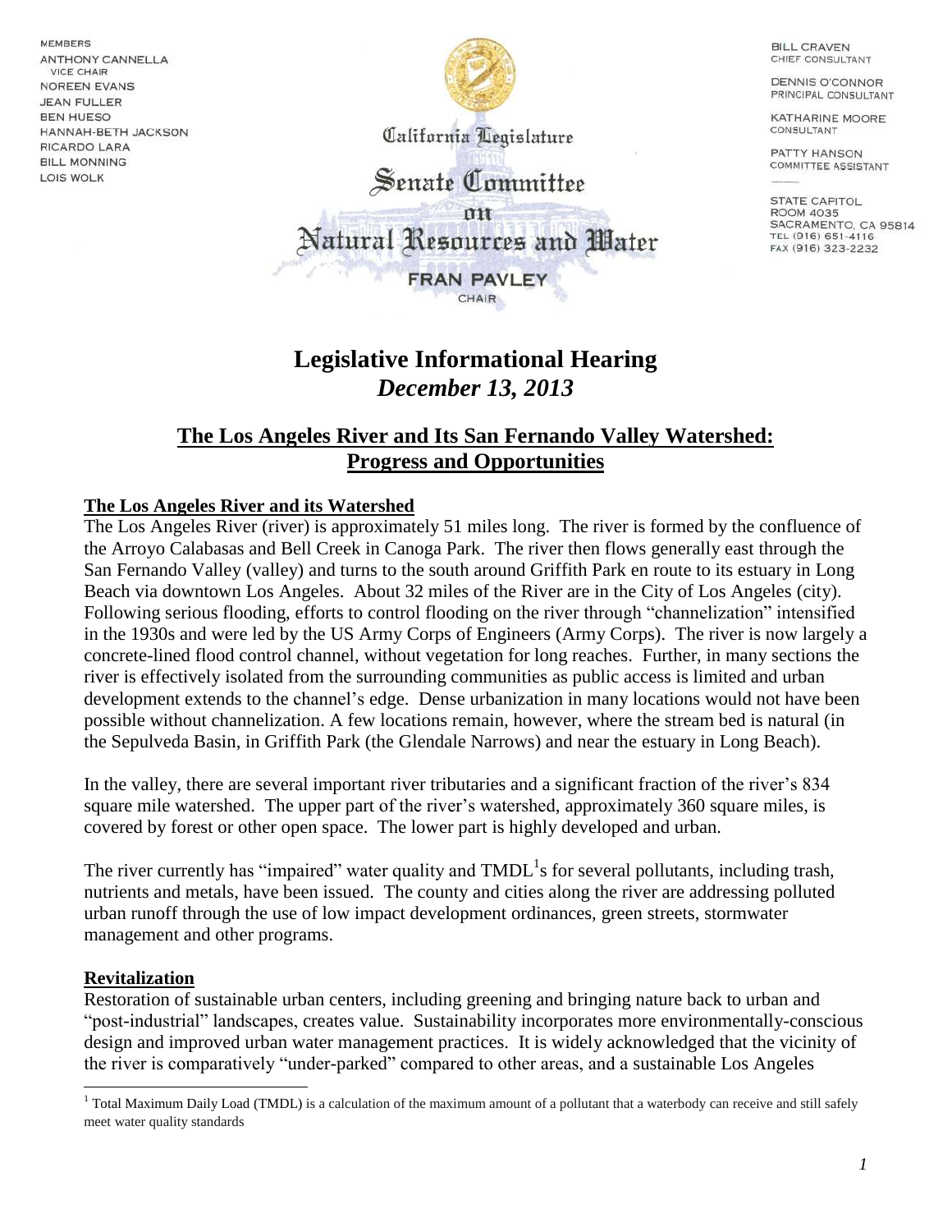MEMBERS
ANTHONY CANNELLA
VICE CHAIR
NOREEN EVANS
JEAN FULLER
BEN HUESO
HANNAH-BETH JACKSON
RICARDO LARA
BILL MONNING
LOIS WOLK

California Legislature

Senate Committee on Natural Resources and Water

FRAN PAVLEY
CHAIR

BILL CRAVEN
CHIEF CONSULTANT

DENNIS O'CONNOR
PRINCIPAL CONSULTANT

KATHARINE MOORE
CONSULTANT

PATTY HANSON
COMMITTEE ASSISTANT

STATE CAPITOL
ROOM 4035
SACRAMENTO, CA 95814
TEL (916) 651-4116
FAX (916) 323-2232

# Legislative Informational Hearing
## *December 13, 2013*

## The Los Angeles River and Its San Fernando Valley Watershed: Progress and Opportunities

### The Los Angeles River and its Watershed

The Los Angeles River (river) is approximately 51 miles long. The river is formed by the confluence of the Arroyo Calabasas and Bell Creek in Canoga Park. The river then flows generally east through the San Fernando Valley (valley) and turns to the south around Griffith Park en route to its estuary in Long Beach via downtown Los Angeles. About 32 miles of the River are in the City of Los Angeles (city). Following serious flooding, efforts to control flooding on the river through "channelization" intensified in the 1930s and were led by the US Army Corps of Engineers (Army Corps). The river is now largely a concrete-lined flood control channel, without vegetation for long reaches. Further, in many sections the river is effectively isolated from the surrounding communities as public access is limited and urban development extends to the channel's edge. Dense urbanization in many locations would not have been possible without channelization. A few locations remain, however, where the stream bed is natural (in the Sepulveda Basin, in Griffith Park (the Glendale Narrows) and near the estuary in Long Beach).

In the valley, there are several important river tributaries and a significant fraction of the river's 834 square mile watershed. The upper part of the river's watershed, approximately 360 square miles, is covered by forest or other open space. The lower part is highly developed and urban.

The river currently has "impaired" water quality and TMDL[1]s for several pollutants, including trash, nutrients and metals, have been issued. The county and cities along the river are addressing polluted urban runoff through the use of low impact development ordinances, green streets, stormwater management and other programs.

### Revitalization

Restoration of sustainable urban centers, including greening and bringing nature back to urban and "post-industrial" landscapes, creates value. Sustainability incorporates more environmentally-conscious design and improved urban water management practices. It is widely acknowledged that the vicinity of the river is comparatively "under-parked" compared to other areas, and a sustainable Los Angeles

[1] Total Maximum Daily Load (TMDL) is a calculation of the maximum amount of a pollutant that a waterbody can receive and still safely meet water quality standards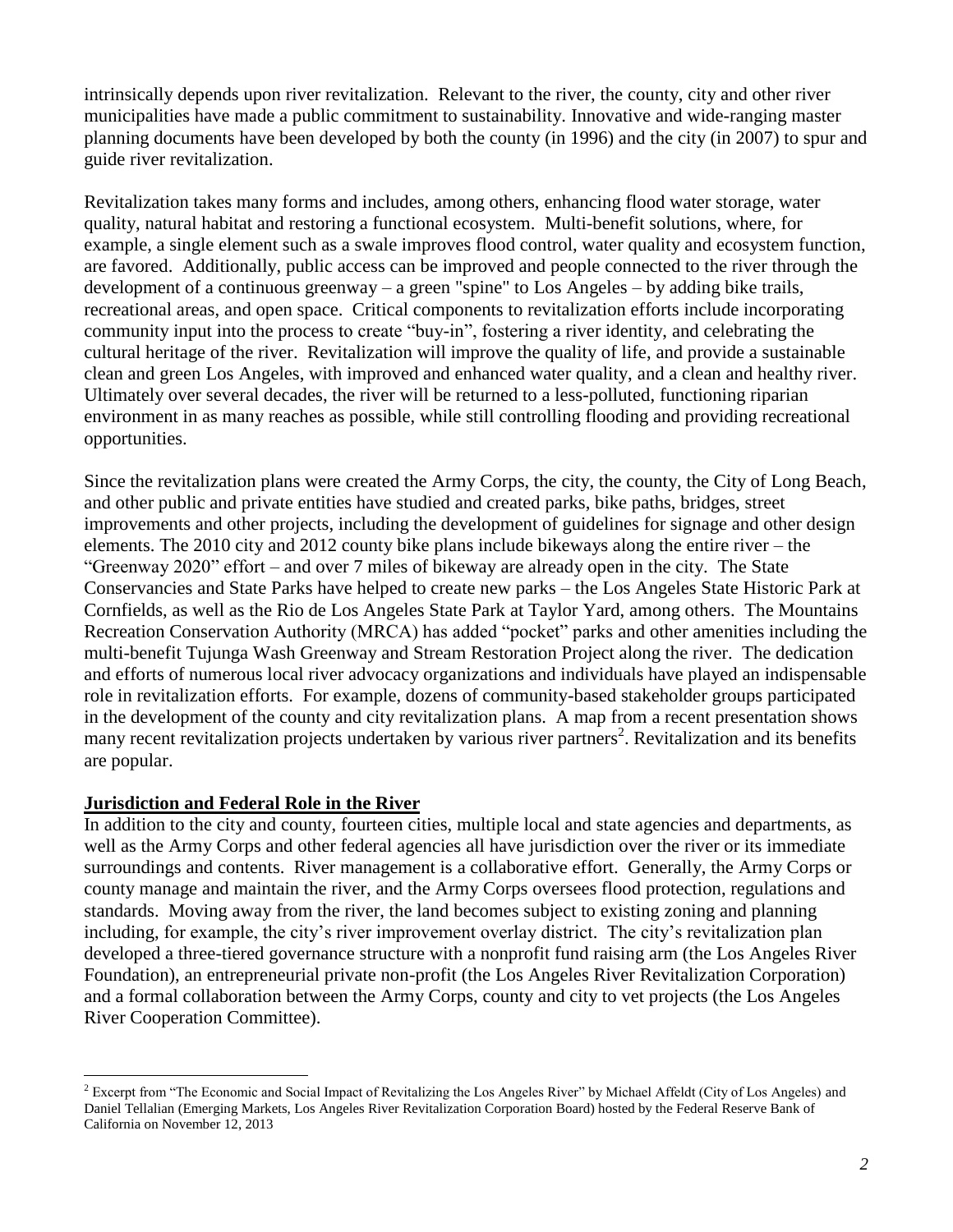intrinsically depends upon river revitalization. Relevant to the river, the county, city and other river municipalities have made a public commitment to sustainability. Innovative and wide-ranging master planning documents have been developed by both the county (in 1996) and the city (in 2007) to spur and guide river revitalization.

Revitalization takes many forms and includes, among others, enhancing flood water storage, water quality, natural habitat and restoring a functional ecosystem. Multi-benefit solutions, where, for example, a single element such as a swale improves flood control, water quality and ecosystem function, are favored. Additionally, public access can be improved and people connected to the river through the development of a continuous greenway – a green "spine" to Los Angeles – by adding bike trails, recreational areas, and open space. Critical components to revitalization efforts include incorporating community input into the process to create "buy-in", fostering a river identity, and celebrating the cultural heritage of the river. Revitalization will improve the quality of life, and provide a sustainable clean and green Los Angeles, with improved and enhanced water quality, and a clean and healthy river. Ultimately over several decades, the river will be returned to a less-polluted, functioning riparian environment in as many reaches as possible, while still controlling flooding and providing recreational opportunities.

Since the revitalization plans were created the Army Corps, the city, the county, the City of Long Beach, and other public and private entities have studied and created parks, bike paths, bridges, street improvements and other projects, including the development of guidelines for signage and other design elements. The 2010 city and 2012 county bike plans include bikeways along the entire river – the "Greenway 2020" effort – and over 7 miles of bikeway are already open in the city. The State Conservancies and State Parks have helped to create new parks – the Los Angeles State Historic Park at Cornfields, as well as the Rio de Los Angeles State Park at Taylor Yard, among others. The Mountains Recreation Conservation Authority (MRCA) has added "pocket" parks and other amenities including the multi-benefit Tujunga Wash Greenway and Stream Restoration Project along the river. The dedication and efforts of numerous local river advocacy organizations and individuals have played an indispensable role in revitalization efforts. For example, dozens of community-based stakeholder groups participated in the development of the county and city revitalization plans. A map from a recent presentation shows many recent revitalization projects undertaken by various river partners[2]. Revitalization and its benefits are popular.

## Jurisdiction and Federal Role in the River

In addition to the city and county, fourteen cities, multiple local and state agencies and departments, as well as the Army Corps and other federal agencies all have jurisdiction over the river or its immediate surroundings and contents. River management is a collaborative effort. Generally, the Army Corps or county manage and maintain the river, and the Army Corps oversees flood protection, regulations and standards. Moving away from the river, the land becomes subject to existing zoning and planning including, for example, the city's river improvement overlay district. The city's revitalization plan developed a three-tiered governance structure with a nonprofit fund raising arm (the Los Angeles River Foundation), an entrepreneurial private non-profit (the Los Angeles River Revitalization Corporation) and a formal collaboration between the Army Corps, county and city to vet projects (the Los Angeles River Cooperation Committee).

---

[2] Excerpt from "The Economic and Social Impact of Revitalizing the Los Angeles River" by Michael Affeldt (City of Los Angeles) and Daniel Tellalian (Emerging Markets, Los Angeles River Revitalization Corporation Board) hosted by the Federal Reserve Bank of California on November 12, 2013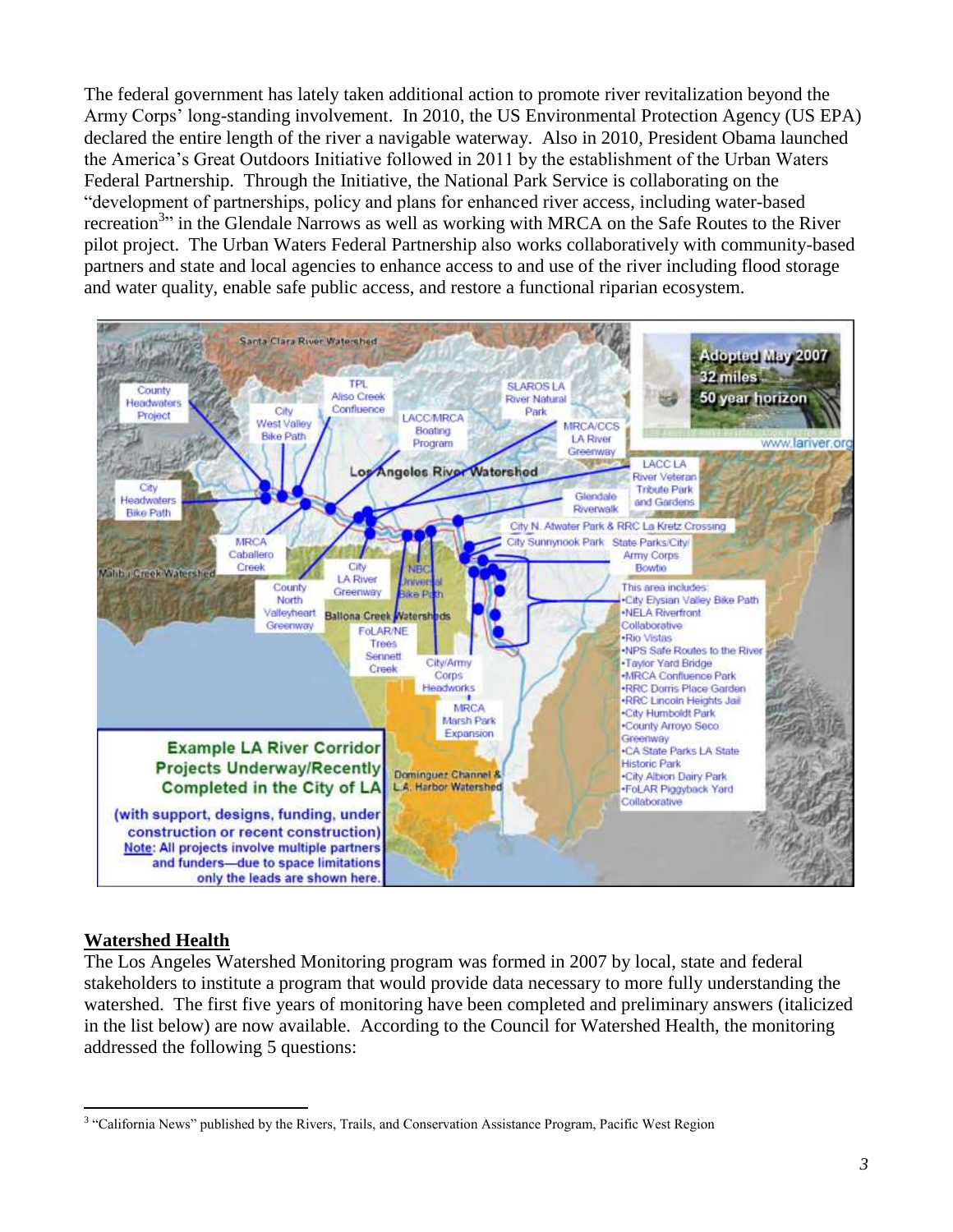The federal government has lately taken additional action to promote river revitalization beyond the Army Corps' long-standing involvement. In 2010, the US Environmental Protection Agency (US EPA) declared the entire length of the river a navigable waterway. Also in 2010, President Obama launched the America's Great Outdoors Initiative followed in 2011 by the establishment of the Urban Waters Federal Partnership. Through the Initiative, the National Park Service is collaborating on the "development of partnerships, policy and plans for enhanced river access, including water-based recreation[3]" in the Glendale Narrows as well as working with MRCA on the Safe Routes to the River pilot project. The Urban Waters Federal Partnership also works collaboratively with community-based partners and state and local agencies to enhance access to and use of the river including flood storage and water quality, enable safe public access, and restore a functional riparian ecosystem.

**Example LA River Corridor Projects Underway/Recently Completed in the City of LA**

(with support, designs, funding, under construction or recent construction)
Note: All projects involve multiple partners and funders—due to space limitations only the leads are shown here.

## Watershed Health

The Los Angeles Watershed Monitoring program was formed in 2007 by local, state and federal stakeholders to institute a program that would provide data necessary to more fully understanding the watershed. The first five years of monitoring have been completed and preliminary answers (italicized in the list below) are now available. According to the Council for Watershed Health, the monitoring addressed the following 5 questions:

---

[3] "California News" published by the Rivers, Trails, and Conservation Assistance Program, Pacific West Region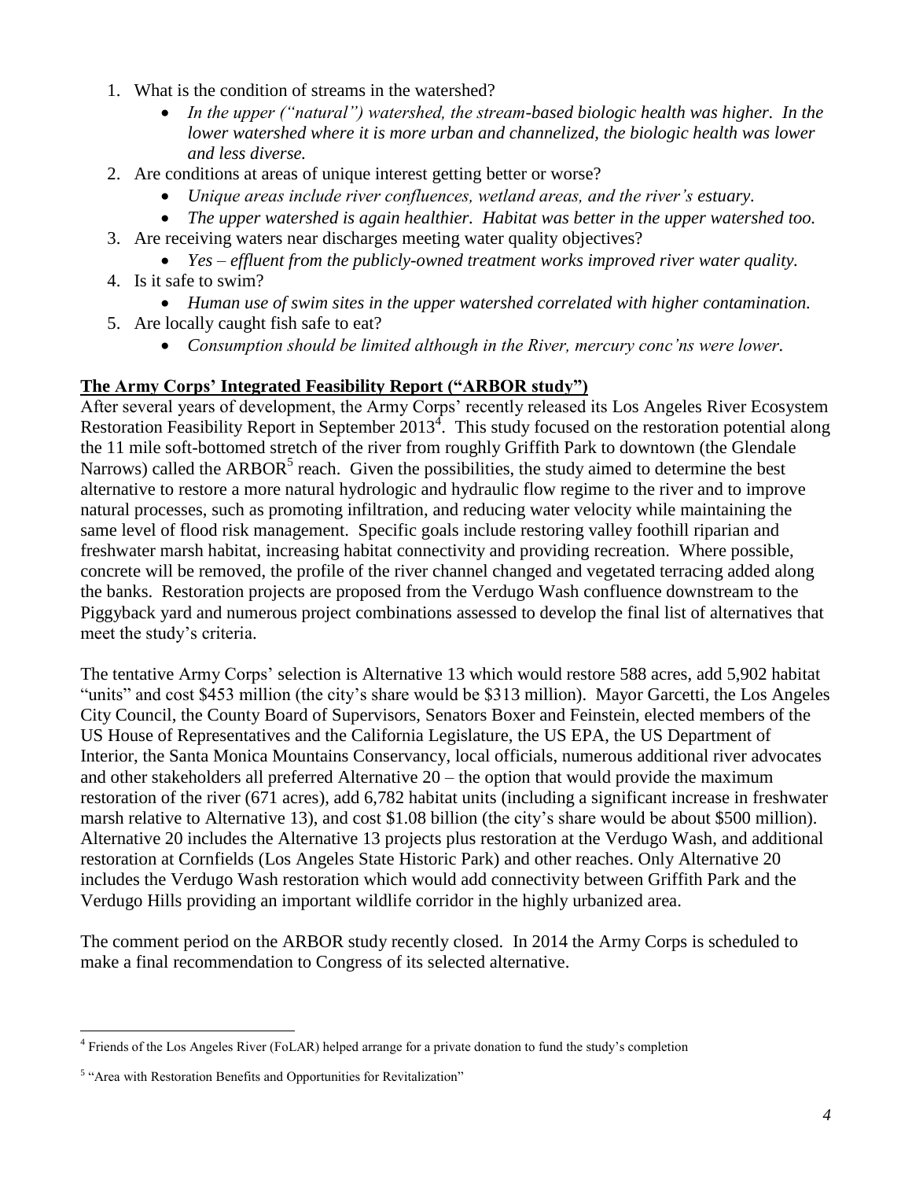1. What is the condition of streams in the watershed?
   - *In the upper ("natural") watershed, the stream-based biologic health was higher. In the lower watershed where it is more urban and channelized, the biologic health was lower and less diverse.*
2. Are conditions at areas of unique interest getting better or worse?
   - *Unique areas include river confluences, wetland areas, and the river's estuary.*
   - *The upper watershed is again healthier. Habitat was better in the upper watershed too.*
3. Are receiving waters near discharges meeting water quality objectives?
   - *Yes – effluent from the publicly-owned treatment works improved river water quality.*
4. Is it safe to swim?
   - *Human use of swim sites in the upper watershed correlated with higher contamination.*
5. Are locally caught fish safe to eat?
   - *Consumption should be limited although in the River, mercury conc'ns were lower.*

**The Army Corps' Integrated Feasibility Report ("ARBOR study")**

After several years of development, the Army Corps' recently released its Los Angeles River Ecosystem Restoration Feasibility Report in September 2013[4]. This study focused on the restoration potential along the 11 mile soft-bottomed stretch of the river from roughly Griffith Park to downtown (the Glendale Narrows) called the ARBOR[5] reach. Given the possibilities, the study aimed to determine the best alternative to restore a more natural hydrologic and hydraulic flow regime to the river and to improve natural processes, such as promoting infiltration, and reducing water velocity while maintaining the same level of flood risk management. Specific goals include restoring valley foothill riparian and freshwater marsh habitat, increasing habitat connectivity and providing recreation. Where possible, concrete will be removed, the profile of the river channel changed and vegetated terracing added along the banks. Restoration projects are proposed from the Verdugo Wash confluence downstream to the Piggyback yard and numerous project combinations assessed to develop the final list of alternatives that meet the study's criteria.

The tentative Army Corps' selection is Alternative 13 which would restore 588 acres, add 5,902 habitat "units" and cost $453 million (the city's share would be $313 million). Mayor Garcetti, the Los Angeles City Council, the County Board of Supervisors, Senators Boxer and Feinstein, elected members of the US House of Representatives and the California Legislature, the US EPA, the US Department of Interior, the Santa Monica Mountains Conservancy, local officials, numerous additional river advocates and other stakeholders all preferred Alternative 20 – the option that would provide the maximum restoration of the river (671 acres), add 6,782 habitat units (including a significant increase in freshwater marsh relative to Alternative 13), and cost $1.08 billion (the city's share would be about $500 million). Alternative 20 includes the Alternative 13 projects plus restoration at the Verdugo Wash, and additional restoration at Cornfields (Los Angeles State Historic Park) and other reaches. Only Alternative 20 includes the Verdugo Wash restoration which would add connectivity between Griffith Park and the Verdugo Hills providing an important wildlife corridor in the highly urbanized area.

The comment period on the ARBOR study recently closed. In 2014 the Army Corps is scheduled to make a final recommendation to Congress of its selected alternative.

---

[4] Friends of the Los Angeles River (FoLAR) helped arrange for a private donation to fund the study's completion

[5] "Area with Restoration Benefits and Opportunities for Revitalization"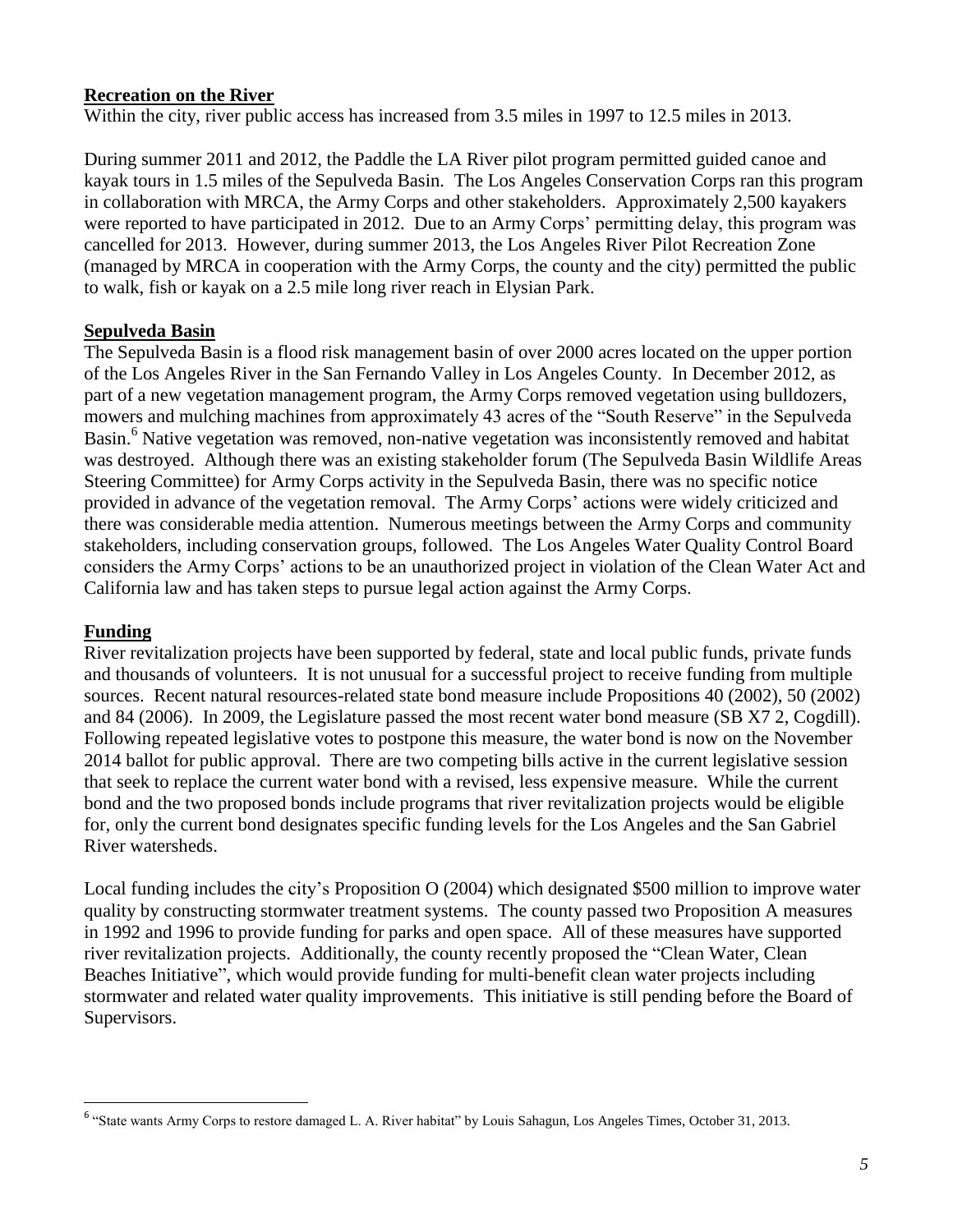## Recreation on the River

Within the city, river public access has increased from 3.5 miles in 1997 to 12.5 miles in 2013.

During summer 2011 and 2012, the Paddle the LA River pilot program permitted guided canoe and kayak tours in 1.5 miles of the Sepulveda Basin. The Los Angeles Conservation Corps ran this program in collaboration with MRCA, the Army Corps and other stakeholders. Approximately 2,500 kayakers were reported to have participated in 2012. Due to an Army Corps' permitting delay, this program was cancelled for 2013. However, during summer 2013, the Los Angeles River Pilot Recreation Zone (managed by MRCA in cooperation with the Army Corps, the county and the city) permitted the public to walk, fish or kayak on a 2.5 mile long river reach in Elysian Park.

## Sepulveda Basin

The Sepulveda Basin is a flood risk management basin of over 2000 acres located on the upper portion of the Los Angeles River in the San Fernando Valley in Los Angeles County. In December 2012, as part of a new vegetation management program, the Army Corps removed vegetation using bulldozers, mowers and mulching machines from approximately 43 acres of the "South Reserve" in the Sepulveda Basin.[6] Native vegetation was removed, non-native vegetation was inconsistently removed and habitat was destroyed. Although there was an existing stakeholder forum (The Sepulveda Basin Wildlife Areas Steering Committee) for Army Corps activity in the Sepulveda Basin, there was no specific notice provided in advance of the vegetation removal. The Army Corps' actions were widely criticized and there was considerable media attention. Numerous meetings between the Army Corps and community stakeholders, including conservation groups, followed. The Los Angeles Water Quality Control Board considers the Army Corps' actions to be an unauthorized project in violation of the Clean Water Act and California law and has taken steps to pursue legal action against the Army Corps.

## Funding

River revitalization projects have been supported by federal, state and local public funds, private funds and thousands of volunteers. It is not unusual for a successful project to receive funding from multiple sources. Recent natural resources-related state bond measure include Propositions 40 (2002), 50 (2002) and 84 (2006). In 2009, the Legislature passed the most recent water bond measure (SB X7 2, Cogdill). Following repeated legislative votes to postpone this measure, the water bond is now on the November 2014 ballot for public approval. There are two competing bills active in the current legislative session that seek to replace the current water bond with a revised, less expensive measure. While the current bond and the two proposed bonds include programs that river revitalization projects would be eligible for, only the current bond designates specific funding levels for the Los Angeles and the San Gabriel River watersheds.

Local funding includes the city's Proposition O (2004) which designated $500 million to improve water quality by constructing stormwater treatment systems. The county passed two Proposition A measures in 1992 and 1996 to provide funding for parks and open space. All of these measures have supported river revitalization projects. Additionally, the county recently proposed the "Clean Water, Clean Beaches Initiative", which would provide funding for multi-benefit clean water projects including stormwater and related water quality improvements. This initiative is still pending before the Board of Supervisors.

---

[6] "State wants Army Corps to restore damaged L. A. River habitat" by Louis Sahagun, Los Angeles Times, October 31, 2013.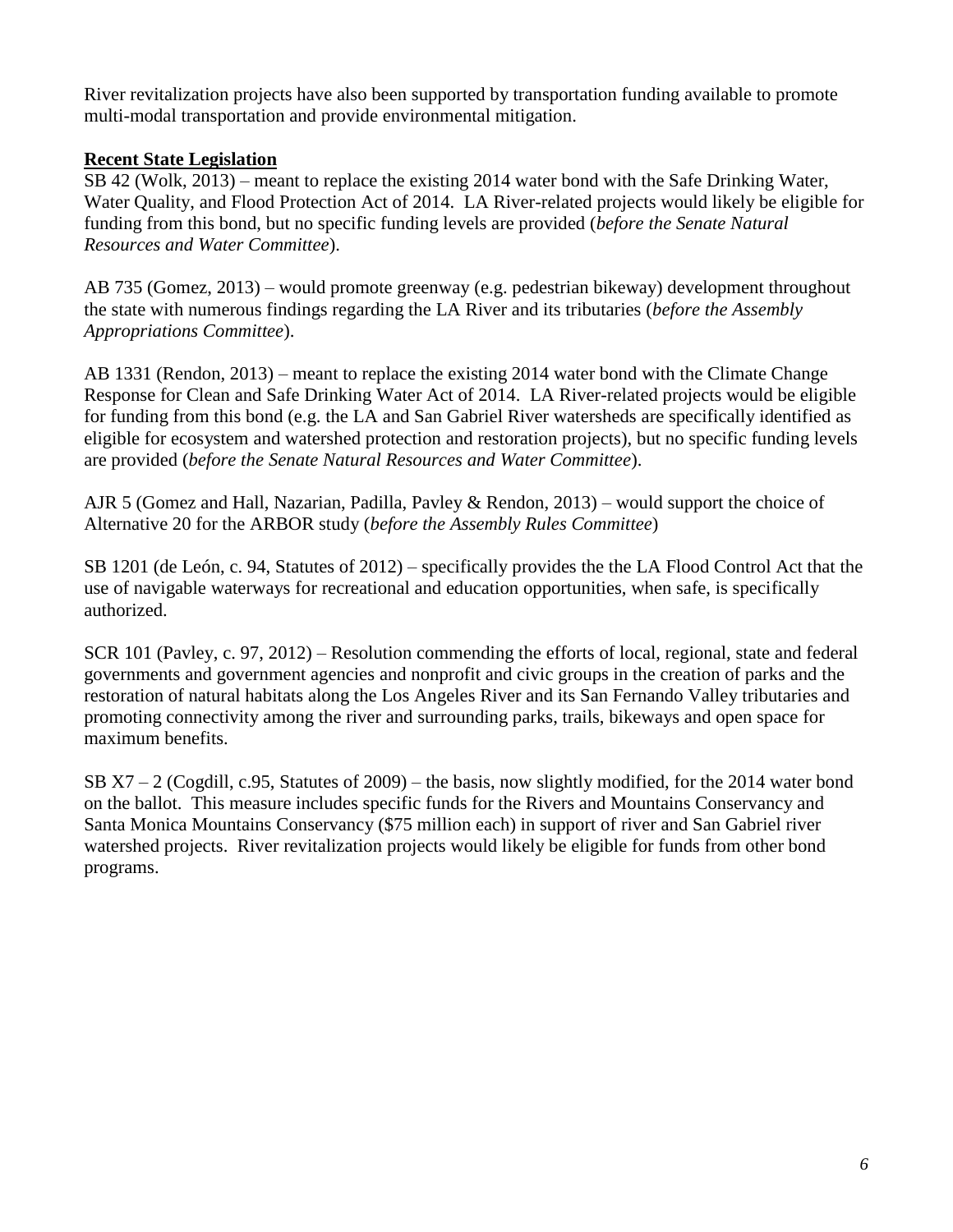River revitalization projects have also been supported by transportation funding available to promote multi-modal transportation and provide environmental mitigation.

**Recent State Legislation**

SB 42 (Wolk, 2013) – meant to replace the existing 2014 water bond with the Safe Drinking Water, Water Quality, and Flood Protection Act of 2014. LA River-related projects would likely be eligible for funding from this bond, but no specific funding levels are provided (*before the Senate Natural Resources and Water Committee*).

AB 735 (Gomez, 2013) – would promote greenway (e.g. pedestrian bikeway) development throughout the state with numerous findings regarding the LA River and its tributaries (*before the Assembly Appropriations Committee*).

AB 1331 (Rendon, 2013) – meant to replace the existing 2014 water bond with the Climate Change Response for Clean and Safe Drinking Water Act of 2014. LA River-related projects would be eligible for funding from this bond (e.g. the LA and San Gabriel River watersheds are specifically identified as eligible for ecosystem and watershed protection and restoration projects), but no specific funding levels are provided (*before the Senate Natural Resources and Water Committee*).

AJR 5 (Gomez and Hall, Nazarian, Padilla, Pavley & Rendon, 2013) – would support the choice of Alternative 20 for the ARBOR study (*before the Assembly Rules Committee*)

SB 1201 (de León, c. 94, Statutes of 2012) – specifically provides the the LA Flood Control Act that the use of navigable waterways for recreational and education opportunities, when safe, is specifically authorized.

SCR 101 (Pavley, c. 97, 2012) – Resolution commending the efforts of local, regional, state and federal governments and government agencies and nonprofit and civic groups in the creation of parks and the restoration of natural habitats along the Los Angeles River and its San Fernando Valley tributaries and promoting connectivity among the river and surrounding parks, trails, bikeways and open space for maximum benefits.

SB X7 – 2 (Cogdill, c.95, Statutes of 2009) – the basis, now slightly modified, for the 2014 water bond on the ballot. This measure includes specific funds for the Rivers and Mountains Conservancy and Santa Monica Mountains Conservancy ($75 million each) in support of river and San Gabriel river watershed projects. River revitalization projects would likely be eligible for funds from other bond programs.